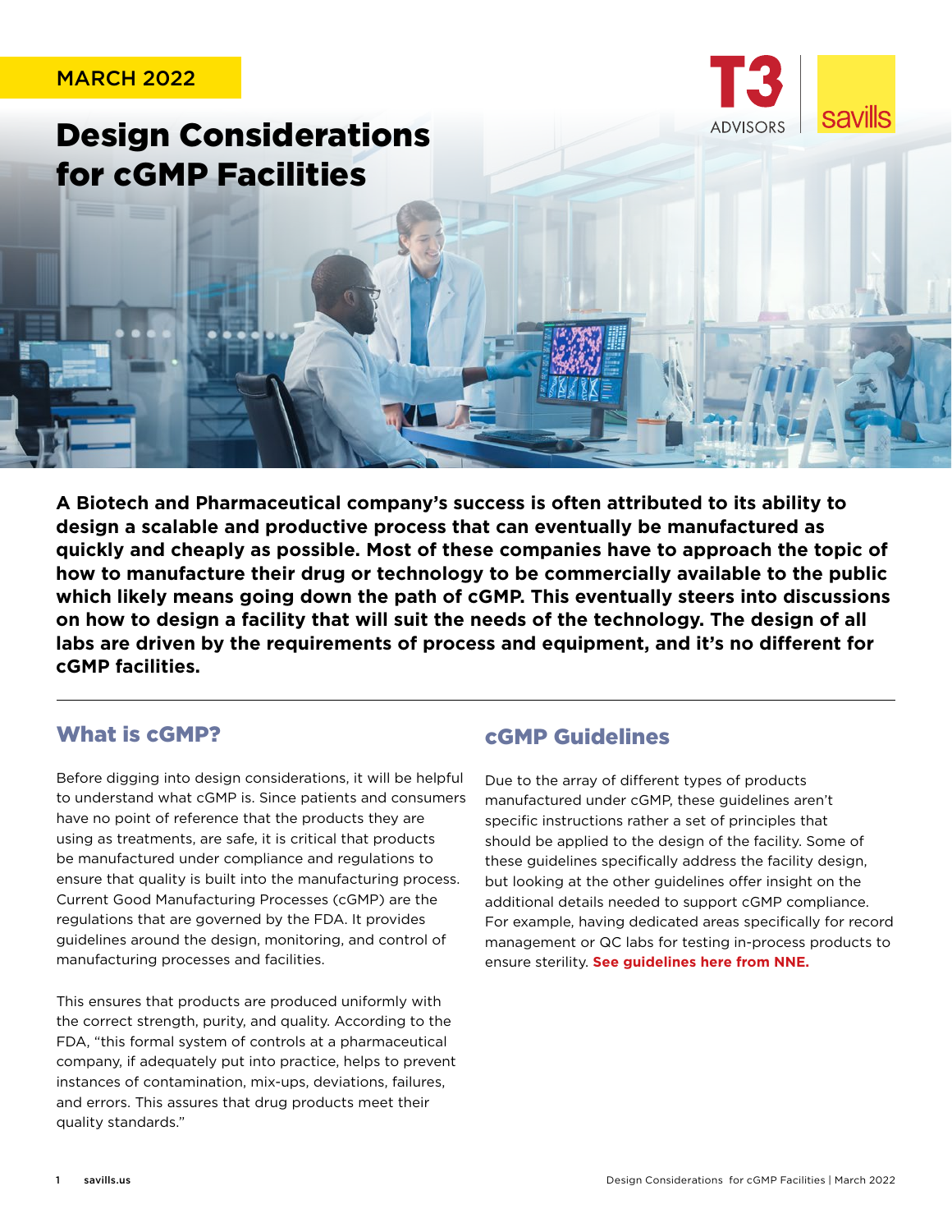MARCH 2022

# Design Considerations for cGMP Facilities

**A Biotech and Pharmaceutical company's success is often attributed to its ability to design a scalable and productive process that can eventually be manufactured as quickly and cheaply as possible. Most of these companies have to approach the topic of how to manufacture their drug or technology to be commercially available to the public which likely means going down the path of cGMP. This eventually steers into discussions on how to design a facility that will suit the needs of the technology. The design of all labs are driven by the requirements of process and equipment, and it's no different for cGMP facilities.**

## What is cGMP?

Before digging into design considerations, it will be helpful to understand what cGMP is. Since patients and consumers have no point of reference that the products they are using as treatments, are safe, it is critical that products be manufactured under compliance and regulations to ensure that quality is built into the manufacturing process. Current Good Manufacturing Processes (cGMP) are the regulations that are governed by the FDA. It provides guidelines around the design, monitoring, and control of manufacturing processes and facilities.

This ensures that products are produced uniformly with the correct strength, purity, and quality. According to the FDA, "this formal system of controls at a pharmaceutical company, if adequately put into practice, helps to prevent instances of contamination, mix-ups, deviations, failures, and errors. This assures that drug products meet their quality standards."

## cGMP Guidelines

Due to the array of different types of products manufactured under cGMP, these guidelines aren't specific instructions rather a set of principles that should be applied to the design of the facility. Some of these guidelines specifically address the facility design, but looking at the other guidelines offer insight on the additional details needed to support cGMP compliance. For example, having dedicated areas specifically for record management or QC labs for testing in-process products to ensure sterility. **See guidelines here from NNE.**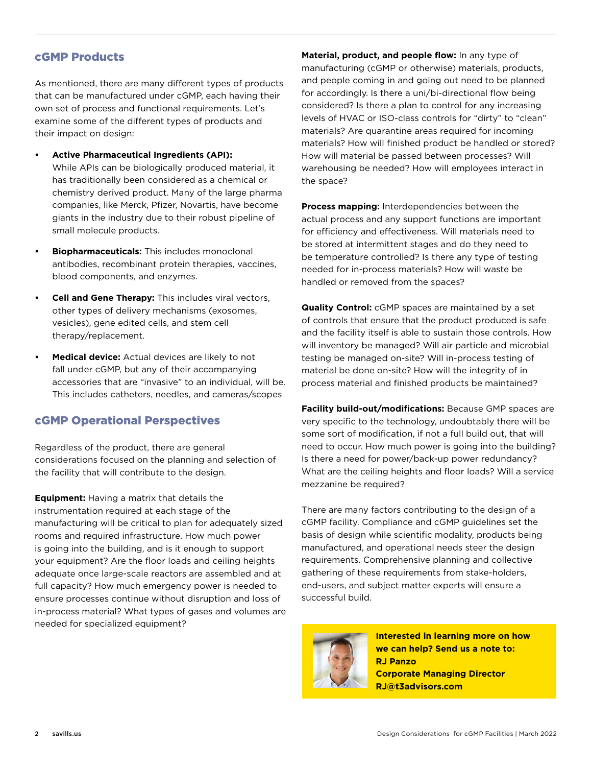## cGMP Products

As mentioned, there are many different types of products that can be manufactured under cGMP, each having their own set of process and functional requirements. Let's examine some of the different types of products and their impact on design:

- **Active Pharmaceutical Ingredients (API):** While APIs can be biologically produced material, it has traditionally been considered as a chemical or chemistry derived product. Many of the large pharma companies, like Merck, Pfizer, Novartis, have become giants in the industry due to their robust pipeline of small molecule products.
- **Biopharmaceuticals:** This includes monoclonal antibodies, recombinant protein therapies, vaccines, blood components, and enzymes.
- **Cell and Gene Therapy:** This includes viral vectors, other types of delivery mechanisms (exosomes, vesicles), gene edited cells, and stem cell therapy/replacement.
- **Medical device:** Actual devices are likely to not fall under cGMP, but any of their accompanying accessories that are "invasive" to an individual, will be. This includes catheters, needles, and cameras/scopes

## cGMP Operational Perspectives

Regardless of the product, there are general considerations focused on the planning and selection of the facility that will contribute to the design.

**Equipment:** Having a matrix that details the instrumentation required at each stage of the manufacturing will be critical to plan for adequately sized rooms and required infrastructure. How much power is going into the building, and is it enough to support your equipment? Are the floor loads and ceiling heights adequate once large-scale reactors are assembled and at full capacity? How much emergency power is needed to ensure processes continue without disruption and loss of in-process material? What types of gases and volumes are needed for specialized equipment?

**Material, product, and people flow:** In any type of manufacturing (cGMP or otherwise) materials, products, and people coming in and going out need to be planned for accordingly. Is there a uni/bi-directional flow being considered? Is there a plan to control for any increasing levels of HVAC or ISO-class controls for "dirty" to "clean" materials? Are quarantine areas required for incoming materials? How will finished product be handled or stored? How will material be passed between processes? Will warehousing be needed? How will employees interact in the space?

**Process mapping:** Interdependencies between the actual process and any support functions are important for efficiency and effectiveness. Will materials need to be stored at intermittent stages and do they need to be temperature controlled? Is there any type of testing needed for in-process materials? How will waste be handled or removed from the spaces?

**Quality Control:** cGMP spaces are maintained by a set of controls that ensure that the product produced is safe and the facility itself is able to sustain those controls. How will inventory be managed? Will air particle and microbial testing be managed on-site? Will in-process testing of material be done on-site? How will the integrity of in process material and finished products be maintained?

**Facility build-out/modifications:** Because GMP spaces are very specific to the technology, undoubtably there will be some sort of modification, if not a full build out, that will need to occur. How much power is going into the building? Is there a need for power/back-up power redundancy? What are the ceiling heights and floor loads? Will a service mezzanine be required?

There are many factors contributing to the design of a cGMP facility. Compliance and cGMP guidelines set the basis of design while scientific modality, products being manufactured, and operational needs steer the design requirements. Comprehensive planning and collective gathering of these requirements from stake-holders, end-users, and subject matter experts will ensure a successful build.

**Interested in learning more on how we can help? Send us a note to:**
**RJ Panzo**
**Corporate Managing Director**
**RJ@t3advisors.com**